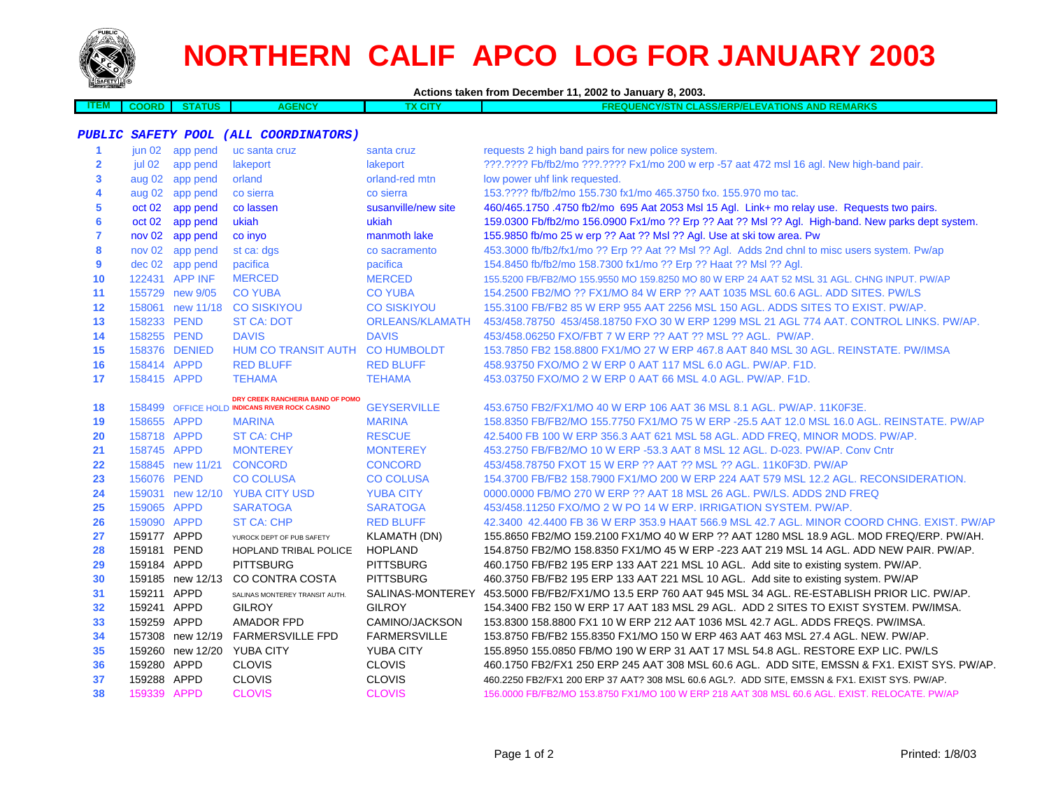# NORTHERN CALIF APCO LOG FOR JANUARY 2003

**Actions taken from December 11, 2002 to January 8, 2003.**

| ITEM | COORD | STATUS | AGENCY | TX CITY | FREQUENCY/STN CLASS/ERP/ELEVATIONS AND REMARKS |
|---|---|---|---|---|---|
| ***PUBLIC SAFETY POOL (ALL COORDINATORS)*** | | | | | |
| 1 | jun 02 | app pend | uc santa cruz | santa cruz | requests 2 high band pairs for new police system. |
| 2 | jul 02 | app pend | lakeport | lakeport | ???.???? Fb/fb2/mo ???.???? Fx1/mo 200 w erp -57 aat 472 msl 16 agl. New high-band pair. |
| 3 | aug 02 | app pend | orland | orland-red mtn | low power uhf link requested. |
| 4 | aug 02 | app pend | co sierra | co sierra | 153.???? fb/fb2/mo 155.730 fx1/mo 465.3750 fxo. 155.970 mo tac. |
| 5 | oct 02 | app pend | co lassen | susanville/new site | 460/465.1750 .4750 fb2/mo 695 Aat 2053 Msl 15 Agl. Link+ mo relay use. Requests two pairs. |
| 6 | oct 02 | app pend | ukiah | ukiah | 159.0300 Fb/fb2/mo 156.0900 Fx1/mo ?? Erp ?? Aat ?? Msl ?? Agl. High-band. New parks dept system. |
| 7 | nov 02 | app pend | co inyo | manmoth lake | 155.9850 fb/mo 25 w erp ?? Aat ?? Msl ?? Agl. Use at ski tow area. Pw |
| 8 | nov 02 | app pend | st ca: dgs | co sacramento | 453.3000 fb/fb2/fx1/mo ?? Erp ?? Aat ?? Msl ?? Agl. Adds 2nd chnl to misc users system. Pw/ap |
| 9 | dec 02 | app pend | pacifica | pacifica | 154.8450 fb/fb2/mo 158.7300 fx1/mo ?? Erp ?? Haat ?? Msl ?? Agl. |
| 10 | 122431 | APP INF | MERCED | MERCED | 155.5200 FB/FB2/MO 155.9550 MO 159.8250 MO 80 W ERP 24 AAT 52 MSL 31 AGL. CHNG INPUT. PW/AP |
| 11 | 155729 | new 9/05 | CO YUBA | CO YUBA | 154.2500 FB2/MO ?? FX1/MO 84 W ERP 1035 MSL 60.6 AGL. ADD SITES. PW/LS |
| 12 | 158061 | new 11/18 | CO SISKIYOU | CO SISKIYOU | 155.3100 FB/FB2 85 W ERP 955 AAT 2256 MSL 150 AGL. ADDS SITES TO EXIST. PW/AP. |
| 13 | 158233 | PEND | ST CA: DOT | ORLEANS/KLAMATH | 453/458.78750 453/458.18750 FXO 30 W ERP 1299 MSL 21 AGL 774 AAT. CONTROL LINKS. PW/AP. |
| 14 | 158255 | PEND | DAVIS | DAVIS | 453/458.06250 FXO/FBT 7 W ERP ?? AAT ?? MSL ?? AGL. PW/AP. |
| 15 | 158376 | DENIED | HUM CO TRANSIT AUTH | CO HUMBOLDT | 153.7850 FB2 158.8800 FX1/MO 27 W ERP 467.8 AAT 840 MSL 30 AGL. REINSTATE. PW/IMSA |
| 16 | 158414 | APPD | RED BLUFF | RED BLUFF | 458.93750 FXO/MO 2 W ERP 0 AAT 117 MSL 6.0 AGL. PW/AP. F1D. |
| 17 | 158415 | APPD | TEHAMA | TEHAMA | 453.03750 FXO/MO 2 W ERP 0 AAT 66 MSL 4.0 AGL. PW/AP. F1D. |
| 18 | 158499 | OFFICE HOLD | DRY CREEK RANCHERIA BAND OF POMO INDICANS RIVER ROCK CASINO | GEYSERVILLE | 453.6750 FB2/FX1/MO 40 W ERP 106 AAT 36 MSL 8.1 AGL. PW/AP. 11K0F3E. |
| 19 | 158655 | APPD | MARINA | MARINA | 158.8350 FB/FB2/MO 155.7750 FX1/MO 75 W ERP -25.5 AAT 12.0 MSL 16.0 AGL. REINSTATE. PW/AP |
| 20 | 158718 | APPD | ST CA: CHP | RESCUE | 42.5400 FB 100 W ERP 356.3 AAT 621 MSL 58 AGL. ADD FREQ, MINOR MODS. PW/AP. |
| 21 | 158745 | APPD | MONTEREY | MONTEREY | 453.2750 FB/FB2/MO 10 W ERP -53.3 AAT 8 MSL 12 AGL. D-023. PW/AP. Conv Cntr |
| 22 | 158845 | new 11/21 | CONCORD | CONCORD | 453/458.78750 FXOT 15 W ERP ?? AAT ?? MSL ?? AGL. 11K0F3D. PW/AP |
| 23 | 156076 | PEND | CO COLUSA | CO COLUSA | 154.3700 FB/FB2 158.7900 FX1/MO 200 W ERP 224 AAT 579 MSL 12.2 AGL. RECONSIDERATION. |
| 24 | 159031 | new 12/10 | YUBA CITY USD | YUBA CITY | 0000.0000 FB/MO 270 W ERP ?? AAT 18 MSL 26 AGL. PW/LS. ADDS 2ND FREQ |
| 25 | 159065 | APPD | SARATOGA | SARATOGA | 453/458.11250 FXO/MO 2 W PO 14 W ERP. IRRIGATION SYSTEM. PW/AP. |
| 26 | 159090 | APPD | ST CA: CHP | RED BLUFF | 42.3400 42.4400 FB 36 W ERP 353.9 HAAT 566.9 MSL 42.7 AGL. MINOR COORD CHNG. EXIST. PW/AP |
| 27 | 159177 | APPD | YUROCK DEPT OF PUB SAFETY | KLAMATH (DN) | 155.8650 FB2/MO 159.2100 FX1/MO 40 W ERP ?? AAT 1280 MSL 18.9 AGL. MOD FREQ/ERP. PW/AH. |
| 28 | 159181 | PEND | HOPLAND TRIBAL POLICE | HOPLAND | 154.8750 FB2/MO 158.8350 FX1/MO 45 W ERP -223 AAT 219 MSL 14 AGL. ADD NEW PAIR. PW/AP. |
| 29 | 159184 | APPD | PITTSBURG | PITTSBURG | 460.1750 FB/FB2 195 ERP 133 AAT 221 MSL 10 AGL. Add site to existing system. PW/AP. |
| 30 | 159185 | new 12/13 | CO CONTRA COSTA | PITTSBURG | 460.3750 FB/FB2 195 ERP 133 AAT 221 MSL 10 AGL. Add site to existing system. PW/AP |
| 31 | 159211 | APPD | SALINAS MONTEREY TRANSIT AUTH. | SALINAS-MONTEREY | 453.5000 FB/FB2/FX1/MO 13.5 ERP 760 AAT 945 MSL 34 AGL. RE-ESTABLISH PRIOR LIC. PW/AP. |
| 32 | 159241 | APPD | GILROY | GILROY | 154.3400 FB2 150 W ERP 17 AAT 183 MSL 29 AGL. ADD 2 SITES TO EXIST SYSTEM. PW/IMSA. |
| 33 | 159259 | APPD | AMADOR FPD | CAMINO/JACKSON | 153.8300 158.8800 FX1 10 W ERP 212 AAT 1036 MSL 42.7 AGL. ADDS FREQS. PW/IMSA. |
| 34 | 157308 | new 12/19 | FARMERSVILLE FPD | FARMERSVILLE | 153.8750 FB/FB2 155.8350 FX1/MO 150 W ERP 463 AAT 463 MSL 27.4 AGL. NEW. PW/AP. |
| 35 | 159260 | new 12/20 | YUBA CITY | YUBA CITY | 155.8950 155.0850 FB/MO 190 W ERP 31 AAT 17 MSL 54.8 AGL. RESTORE EXP LIC. PW/LS |
| 36 | 159280 | APPD | CLOVIS | CLOVIS | 460.1750 FB/FX1 250 ERP 245 AAT 308 MSL 60.6 AGL. ADD SITE, EMSSN & FX1. EXIST SYS. PW/AP. |
| 37 | 159288 | APPD | CLOVIS | CLOVIS | 460.2250 FB2/FX1 200 ERP 37 AAT? 308 MSL 60.6 AGL?. ADD SITE, EMSSN & FX1. EXIST SYS. PW/AP. |
| 38 | 159339 | APPD | CLOVIS | CLOVIS | 156.0000 FB/FB2/MO 153.8750 FX1/MO 100 W ERP 218 AAT 308 MSL 60.6 AGL. EXIST. RELOCATE. PW/AP |

Printed: 1/8/03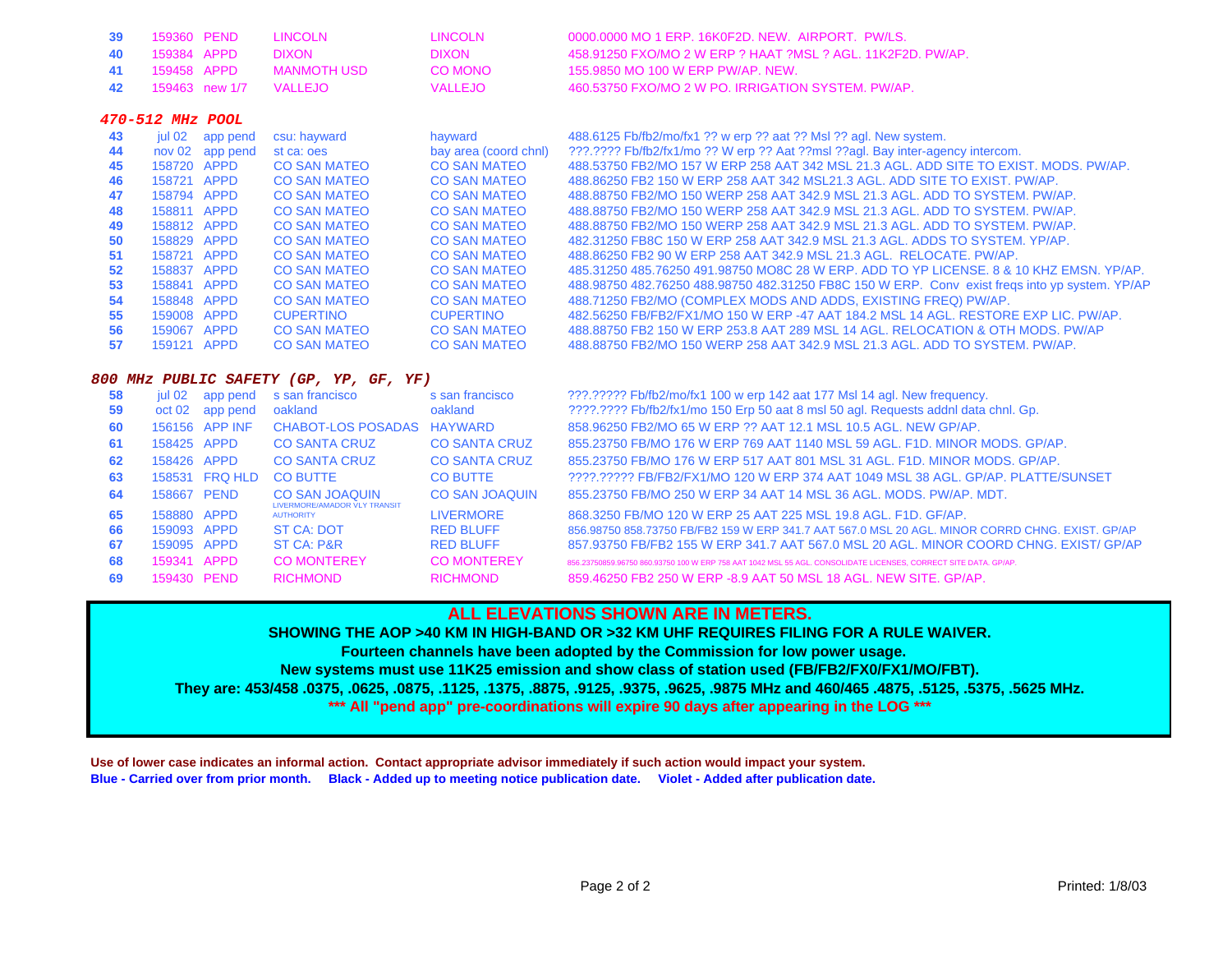| | | | | | |
|---|---|---|---|---|---|
| 39 | 159360 | PEND | LINCOLN | LINCOLN | 0000.0000 MO 1 ERP. 16K0F2D. NEW. AIRPORT. PW/LS. |
| 40 | 159384 | APPD | DIXON | DIXON | 458.91250 FXO/MO 2 W ERP ? HAAT ?MSL ? AGL. 11K2F2D. PW/AP. |
| 41 | 159458 | APPD | MANMOTH USD | CO MONO | 155.9850 MO 100 W ERP PW/AP. NEW. |
| 42 | 159463 | new 1/7 | VALLEJO | VALLEJO | 460.53750 FXO/MO 2 W PO. IRRIGATION SYSTEM. PW/AP. |

## *470-512 MHz POOL*

| | | | | | |
|---|---|---|---|---|---|
| 43 | jul 02 | app pend | csu: hayward | hayward | 488.6125 Fb/fb2/mo/fx1 ?? w erp ?? aat ?? Msl ?? agl. New system. |
| 44 | nov 02 | app pend | st ca: oes | bay area (coord chnl) | ???.???? Fb/fb2/fx1/mo ?? W erp ?? Aat ??msl ??agl. Bay inter-agency intercom. |
| 45 | 158720 | APPD | CO SAN MATEO | CO SAN MATEO | 488.53750 FB2/MO 157 W ERP 258 AAT 342 MSL 21.3 AGL. ADD SITE TO EXIST. MODS. PW/AP. |
| 46 | 158721 | APPD | CO SAN MATEO | CO SAN MATEO | 488.86250 FB2 150 W ERP 258 AAT 342 MSL21.3 AGL. ADD SITE TO EXIST. PW/AP. |
| 47 | 158794 | APPD | CO SAN MATEO | CO SAN MATEO | 488.88750 FB2/MO 150 WERP 258 AAT 342.9 MSL 21.3 AGL. ADD TO SYSTEM. PW/AP. |
| 48 | 158811 | APPD | CO SAN MATEO | CO SAN MATEO | 488.88750 FB2/MO 150 WERP 258 AAT 342.9 MSL 21.3 AGL. ADD TO SYSTEM. PW/AP. |
| 49 | 158812 | APPD | CO SAN MATEO | CO SAN MATEO | 488.88750 FB2/MO 150 WERP 258 AAT 342.9 MSL 21.3 AGL. ADD TO SYSTEM. PW/AP. |
| 50 | 158829 | APPD | CO SAN MATEO | CO SAN MATEO | 482.31250 FB8C 150 W ERP 258 AAT 342.9 MSL 21.3 AGL. ADDS TO SYSTEM. YP/AP. |
| 51 | 158721 | APPD | CO SAN MATEO | CO SAN MATEO | 488.86250 FB2 90 W ERP 258 AAT 342.9 MSL 21.3 AGL. RELOCATE. PW/AP. |
| 52 | 158837 | APPD | CO SAN MATEO | CO SAN MATEO | 485.31250 485.76250 491.98750 MO8C 28 W ERP. ADD TO YP LICENSE. 8 & 10 KHZ EMSN. YP/AP. |
| 53 | 158841 | APPD | CO SAN MATEO | CO SAN MATEO | 488.98750 482.76250 488.98750 482.31250 FB8C 150 W ERP. Conv exist freqs into yp system. YP/AP |
| 54 | 158848 | APPD | CO SAN MATEO | CO SAN MATEO | 488.71250 FB2/MO (COMPLEX MODS AND ADDS, EXISTING FREQ) PW/AP. |
| 55 | 159008 | APPD | CUPERTINO | CUPERTINO | 482.56250 FB/FB2/FX1/MO 150 W ERP -47 AAT 184.2 MSL 14 AGL. RESTORE EXP LIC. PW/AP. |
| 56 | 159067 | APPD | CO SAN MATEO | CO SAN MATEO | 488.88750 FB2 150 W ERP 253.8 AAT 289 MSL 14 AGL. RELOCATION & OTH MODS. PW/AP |
| 57 | 159121 | APPD | CO SAN MATEO | CO SAN MATEO | 488.88750 FB2/MO 150 WERP 258 AAT 342.9 MSL 21.3 AGL. ADD TO SYSTEM. PW/AP. |

## *800 MHz PUBLIC SAFETY (GP, YP, GF, YF)*

| | | | | | |
|---|---|---|---|---|---|
| 58 | jul 02 | app pend | s san francisco | s san francisco | ???.????? Fb/fb2/mo/fx1 100 w erp 142 aat 177 Msl 14 agl. New frequency. |
| 59 | oct 02 | app pend | oakland | oakland | ????.???? Fb/fb2/fx1/mo 150 Erp 50 aat 8 msl 50 agl. Requests addnl data chnl. Gp. |
| 60 | 156156 | APP INF | CHABOT-LOS POSADAS | HAYWARD | 858.96250 FB2/MO 65 W ERP ?? AAT 12.1 MSL 10.5 AGL. NEW GP/AP. |
| 61 | 158425 | APPD | CO SANTA CRUZ | CO SANTA CRUZ | 855.23750 FB/MO 176 W ERP 769 AAT 1140 MSL 59 AGL. F1D. MINOR MODS. GP/AP. |
| 62 | 158426 | APPD | CO SANTA CRUZ | CO SANTA CRUZ | 855.23750 FB/MO 176 W ERP 517 AAT 801 MSL 31 AGL. F1D. MINOR MODS. GP/AP. |
| 63 | 158531 | FRQ HLD | CO BUTTE | CO BUTTE | ????.????? FB/FB2/FX1/MO 120 W ERP 374 AAT 1049 MSL 38 AGL. GP/AP. PLATTE/SUNSET |
| 64 | 158667 | PEND | CO SAN JOAQUIN | CO SAN JOAQUIN | 855.23750 FB/MO 250 W ERP 34 AAT 14 MSL 36 AGL. MODS. PW/AP. MDT. |
| 65 | 158880 | APPD | LIVERMORE/AMADOR VLY TRANSIT AUTHORITY | LIVERMORE | 868.3250 FB/MO 120 W ERP 25 AAT 225 MSL 19.8 AGL. F1D. GF/AP. |
| 66 | 159093 | APPD | ST CA: DOT | RED BLUFF | 856.98750 858.73750 FB/FB2 159 W ERP 341.7 AAT 567.0 MSL 20 AGL. MINOR CORRD CHNG. EXIST. GP/AP |
| 67 | 159095 | APPD | ST CA: P&R | RED BLUFF | 857.93750 FB/FB2 155 W ERP 341.7 AAT 567.0 MSL 20 AGL. MINOR COORD CHNG. EXIST/ GP/AP |
| 68 | 159341 | APPD | CO MONTEREY | CO MONTEREY | 856.23750859.96750 860.93750 100 W ERP 758 AAT 1042 MSL 55 AGL. CONSOLIDATE LICENSES, CORRECT SITE DATA. GP/AP. |
| 69 | 159430 | PEND | RICHMOND | RICHMOND | 859.46250 FB2 250 W ERP -8.9 AAT 50 MSL 18 AGL. NEW SITE. GP/AP. |

**ALL ELEVATIONS SHOWN ARE IN METERS.**

**SHOWING THE AOP >40 KM IN HIGH-BAND OR >32 KM UHF REQUIRES FILING FOR A RULE WAIVER.**

**Fourteen channels have been adopted by the Commission for low power usage.**

**New systems must use 11K25 emission and show class of station used (FB/FB2/FX0/FX1/MO/FBT).**

**They are: 453/458 .0375, .0625, .0875, .1125, .1375, .8875, .9125, .9375, .9625, .9875 MHz and 460/465 .4875, .5125, .5375, .5625 MHz.**

**\*\*\* All "pend app" pre-coordinations will expire 90 days after appearing in the LOG \*\*\***

**Use of lower case indicates an informal action. Contact appropriate advisor immediately if such action would impact your system.**

**Blue - Carried over from prior month. Black - Added up to meeting notice publication date. Violet - Added after publication date.**

Printed: 1/8/03